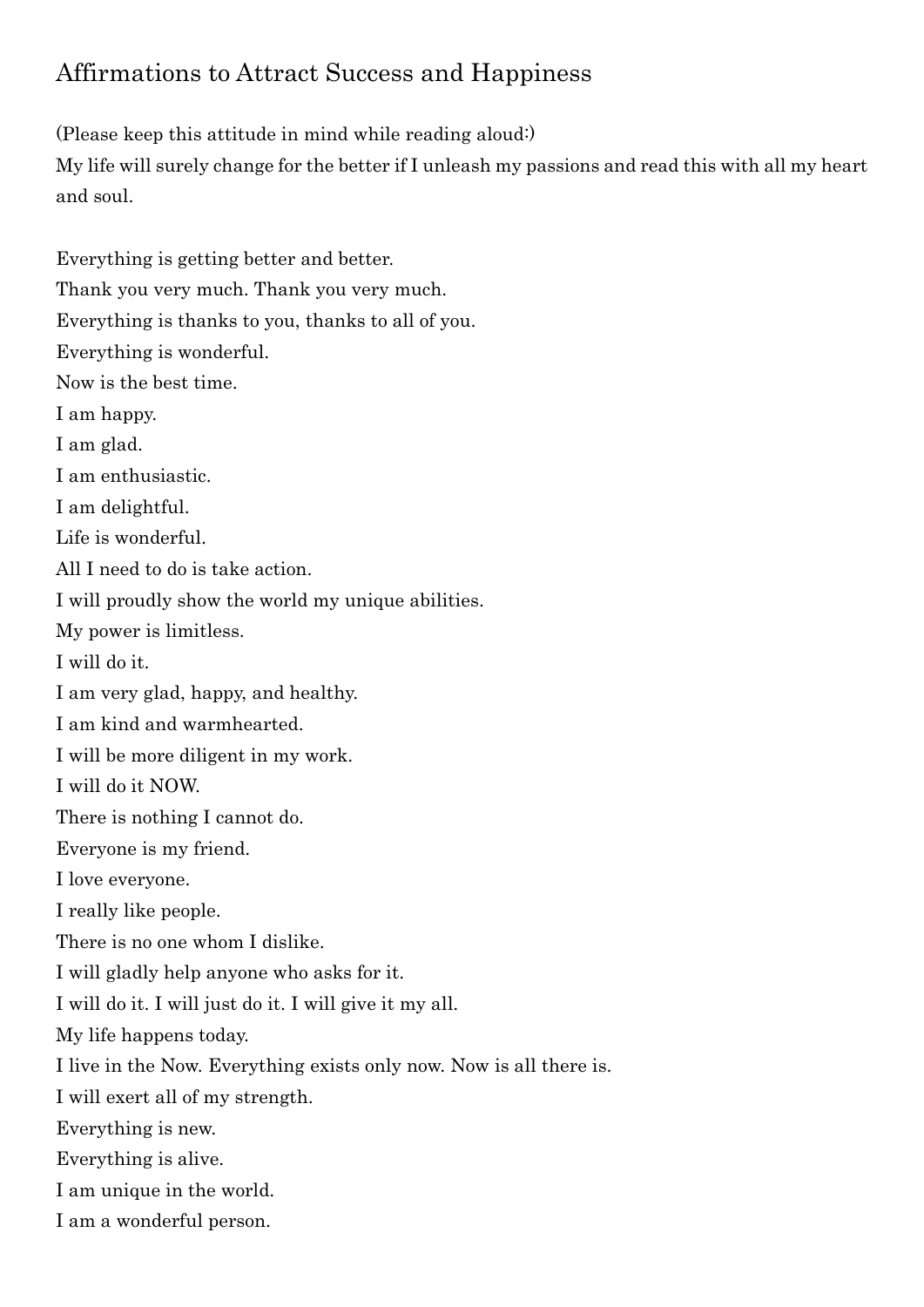# Affirmations to Attract Success and Happiness

(Please keep this attitude in mind while reading aloud:)
My life will surely change for the better if I unleash my passions and read this with all my heart and soul.

Everything is getting better and better.
Thank you very much. Thank you very much.
Everything is thanks to you, thanks to all of you.
Everything is wonderful.
Now is the best time.
I am happy.
I am glad.
I am enthusiastic.
I am delightful.
Life is wonderful.
All I need to do is take action.
I will proudly show the world my unique abilities.
My power is limitless.
I will do it.
I am very glad, happy, and healthy.
I am kind and warmhearted.
I will be more diligent in my work.
I will do it NOW.
There is nothing I cannot do.
Everyone is my friend.
I love everyone.
I really like people.
There is no one whom I dislike.
I will gladly help anyone who asks for it.
I will do it. I will just do it. I will give it my all.
My life happens today.
I live in the Now. Everything exists only now. Now is all there is.
I will exert all of my strength.
Everything is new.
Everything is alive.
I am unique in the world.
I am a wonderful person.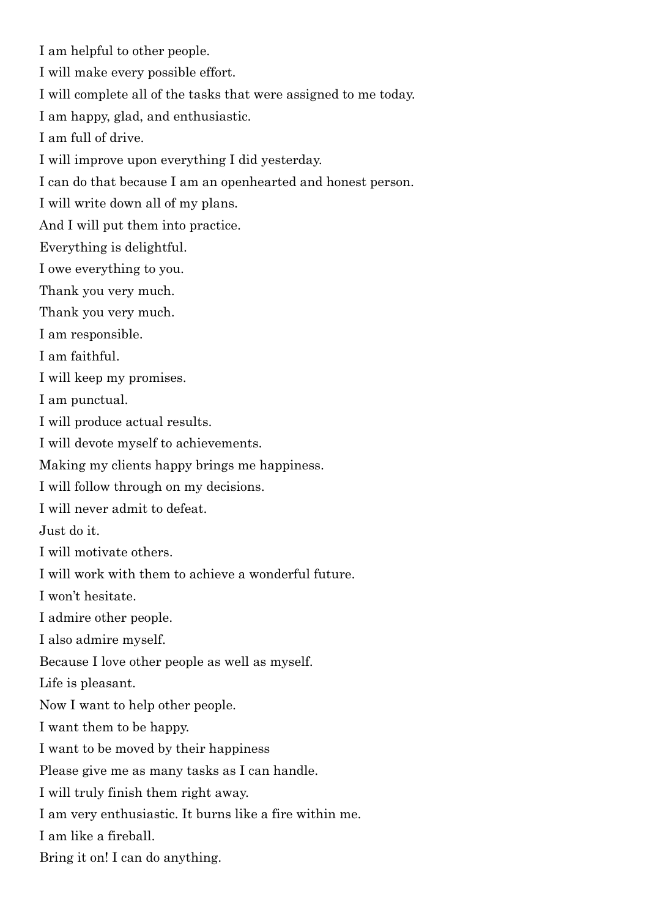I am helpful to other people.

I will make every possible effort.

I will complete all of the tasks that were assigned to me today.

I am happy, glad, and enthusiastic.

I am full of drive.

I will improve upon everything I did yesterday.

I can do that because I am an openhearted and honest person.

I will write down all of my plans.

And I will put them into practice.

Everything is delightful.

I owe everything to you.

Thank you very much.

Thank you very much.

I am responsible.

I am faithful.

I will keep my promises.

I am punctual.

I will produce actual results.

I will devote myself to achievements.

Making my clients happy brings me happiness.

I will follow through on my decisions.

I will never admit to defeat.

Just do it.

I will motivate others.

I will work with them to achieve a wonderful future.

I won't hesitate.

I admire other people.

I also admire myself.

Because I love other people as well as myself.

Life is pleasant.

Now I want to help other people.

I want them to be happy.

I want to be moved by their happiness

Please give me as many tasks as I can handle.

I will truly finish them right away.

I am very enthusiastic. It burns like a fire within me.

I am like a fireball.

Bring it on! I can do anything.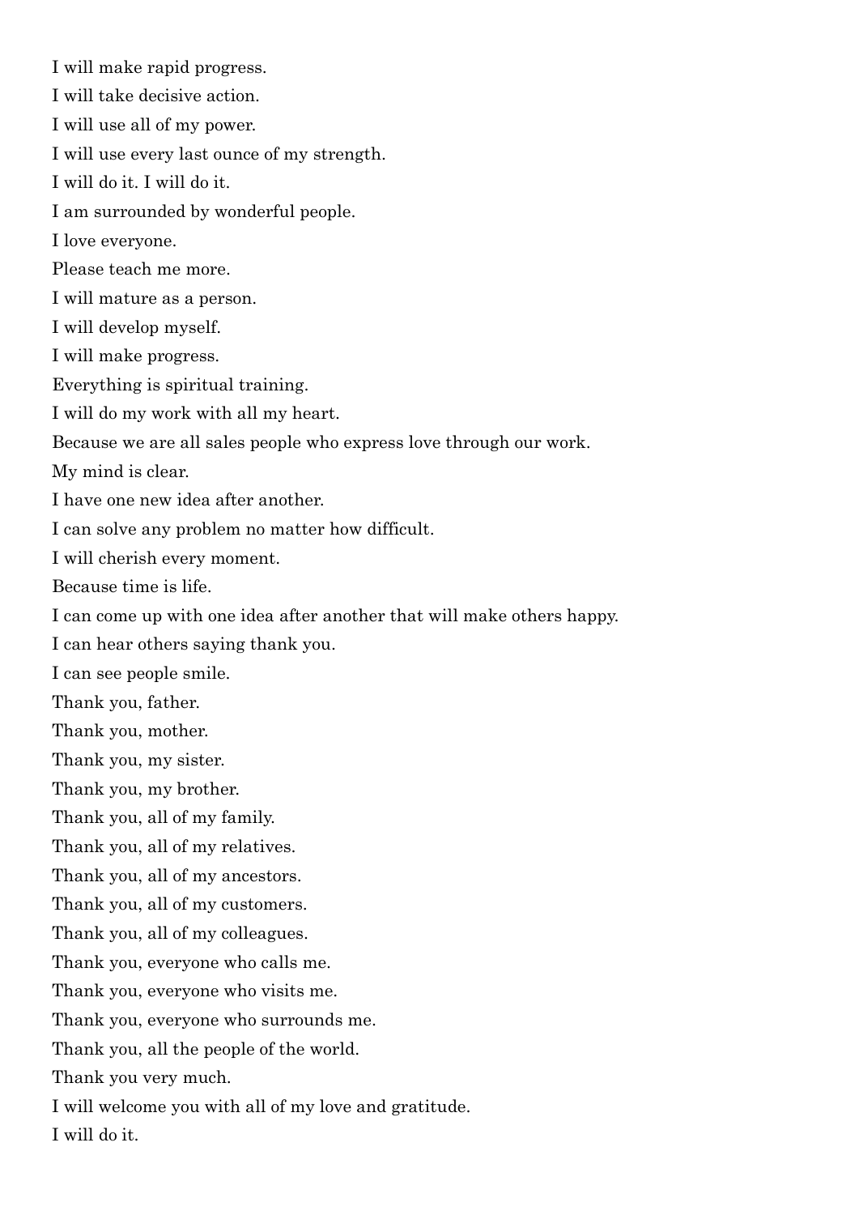I will make rapid progress.

I will take decisive action.

I will use all of my power.

I will use every last ounce of my strength.

I will do it. I will do it.

I am surrounded by wonderful people.

I love everyone.

Please teach me more.

I will mature as a person.

I will develop myself.

I will make progress.

Everything is spiritual training.

I will do my work with all my heart.

Because we are all sales people who express love through our work.

My mind is clear.

I have one new idea after another.

I can solve any problem no matter how difficult.

I will cherish every moment.

Because time is life.

I can come up with one idea after another that will make others happy.

I can hear others saying thank you.

I can see people smile.

Thank you, father.

Thank you, mother.

Thank you, my sister.

Thank you, my brother.

Thank you, all of my family.

Thank you, all of my relatives.

Thank you, all of my ancestors.

Thank you, all of my customers.

Thank you, all of my colleagues.

Thank you, everyone who calls me.

Thank you, everyone who visits me.

Thank you, everyone who surrounds me.

Thank you, all the people of the world.

Thank you very much.

I will welcome you with all of my love and gratitude.

I will do it.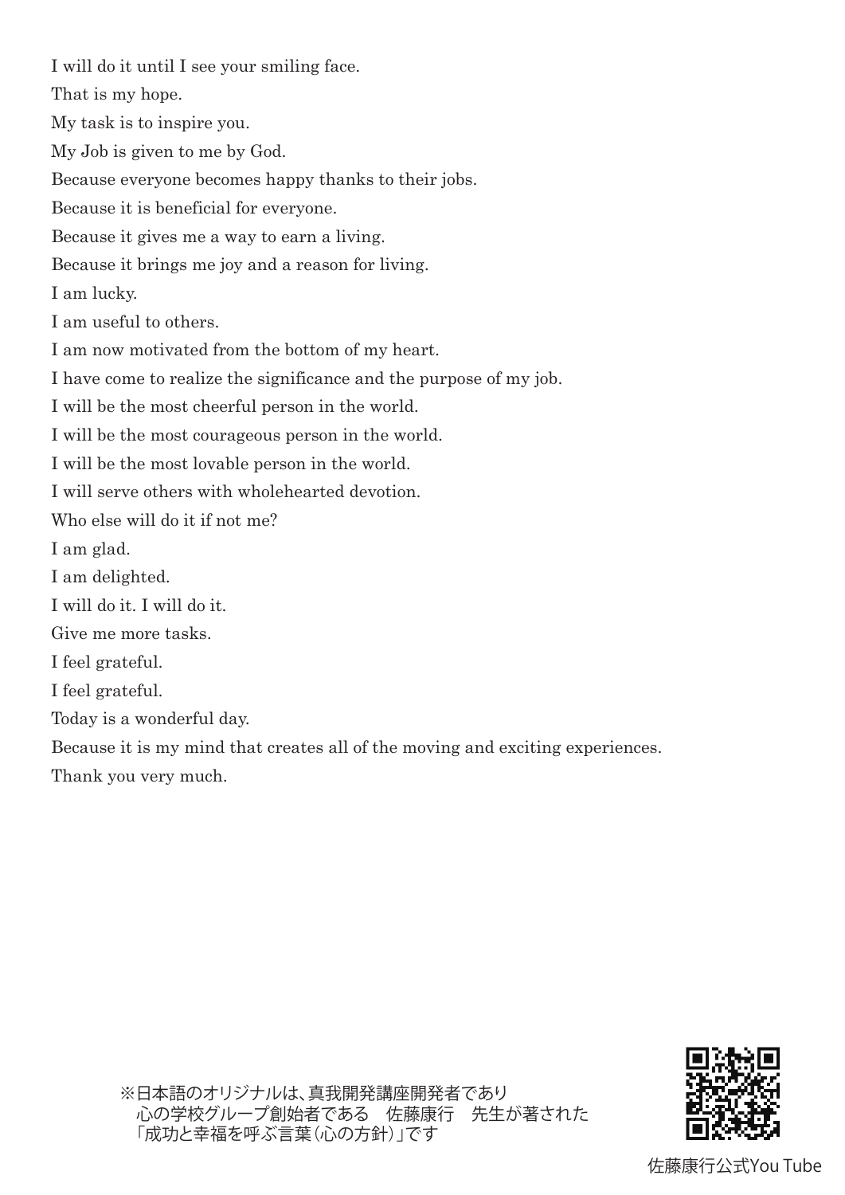I will do it until I see your smiling face.

That is my hope.

My task is to inspire you.

My Job is given to me by God.

Because everyone becomes happy thanks to their jobs.

Because it is beneficial for everyone.

Because it gives me a way to earn a living.

Because it brings me joy and a reason for living.

I am lucky.

I am useful to others.

I am now motivated from the bottom of my heart.

I have come to realize the significance and the purpose of my job.

I will be the most cheerful person in the world.

I will be the most courageous person in the world.

I will be the most lovable person in the world.

I will serve others with wholehearted devotion.

Who else will do it if not me?

I am glad.

I am delighted.

I will do it. I will do it.

Give me more tasks.

I feel grateful.

I feel grateful.

Today is a wonderful day.

Because it is my mind that creates all of the moving and exciting experiences.

Thank you very much.

※日本語のオリジナルは、真我開発講座開発者であり
心の学校グループ創始者である　佐藤康行　先生が著された
「成功と幸福を呼ぶ言葉（心の方針）」です

佐藤康行公式You Tube